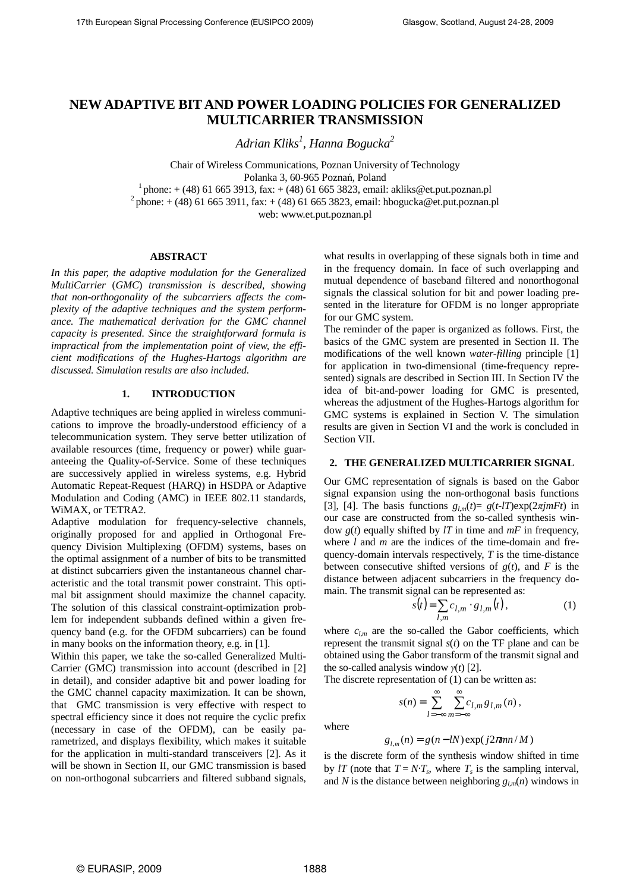# NEW ADAPTIVE BIT AND POWER LOADING POLICIES FOR GENERALIZED MULTICARRIER TRANSMISSION

*Adrian Kliks[1], Hanna Bogucka[2]*

Chair of Wireless Communications, Poznan University of Technology
Polanka 3, 60-965 Poznań, Poland
[1] phone: + (48) 61 665 3913, fax: + (48) 61 665 3823, email: akliks@et.put.poznan.pl
[2] phone: + (48) 61 665 3911, fax: + (48) 61 665 3823, email: hbogucka@et.put.poznan.pl
web: www.et.put.poznan.pl

## ABSTRACT

*In this paper, the adaptive modulation for the Generalized MultiCarrier (GMC) transmission is described, showing that non-orthogonality of the subcarriers affects the complexity of the adaptive techniques and the system performance. The mathematical derivation for the GMC channel capacity is presented. Since the straightforward formula is impractical from the implementation point of view, the efficient modifications of the Hughes-Hartogs algorithm are discussed. Simulation results are also included.*

## 1. INTRODUCTION

Adaptive techniques are being applied in wireless communications to improve the broadly-understood efficiency of a telecommunication system. They serve better utilization of available resources (time, frequency or power) while guaranteeing the Quality-of-Service. Some of these techniques are successively applied in wireless systems, e.g. Hybrid Automatic Repeat-Request (HARQ) in HSDPA or Adaptive Modulation and Coding (AMC) in IEEE 802.11 standards, WiMAX, or TETRA2.

Adaptive modulation for frequency-selective channels, originally proposed for and applied in Orthogonal Frequency Division Multiplexing (OFDM) systems, bases on the optimal assignment of a number of bits to be transmitted at distinct subcarriers given the instantaneous channel characteristic and the total transmit power constraint. This optimal bit assignment should maximize the channel capacity. The solution of this classical constraint-optimization problem for independent subbands defined within a given frequency band (e.g. for the OFDM subcarriers) can be found in many books on the information theory, e.g. in [1].

Within this paper, we take the so-called Generalized MultiCarrier (GMC) transmission into account (described in [2] in detail), and consider adaptive bit and power loading for the GMC channel capacity maximization. It can be shown, that GMC transmission is very effective with respect to spectral efficiency since it does not require the cyclic prefix (necessary in case of the OFDM), can be easily parametrized, and displays flexibility, which makes it suitable for the application in multi-standard transceivers [2]. As it will be shown in Section II, our GMC transmission is based on non-orthogonal subcarriers and filtered subband signals, what results in overlapping of these signals both in time and in the frequency domain. In face of such overlapping and mutual dependence of baseband filtered and nonorthogonal signals the classical solution for bit and power loading presented in the literature for OFDM is no longer appropriate for our GMC system.

The reminder of the paper is organized as follows. First, the basics of the GMC system are presented in Section II. The modifications of the well known *water-filling* principle [1] for application in two-dimensional (time-frequency represented) signals are described in Section III. In Section IV the idea of bit-and-power loading for GMC is presented, whereas the adjustment of the Hughes-Hartogs algorithm for GMC systems is explained in Section V. The simulation results are given in Section VI and the work is concluded in Section VII.

## 2. THE GENERALIZED MULTICARRIER SIGNAL

Our GMC representation of signals is based on the Gabor signal expansion using the non-orthogonal basis functions [3], [4]. The basis functions $g_{l,m}(t)= g(t-lT)\exp(2\pi jmFt)$ in our case are constructed from the so-called synthesis window $g(t)$ equally shifted by $lT$ in time and $mF$ in frequency, where $l$ and $m$ are the indices of the time-domain and frequency-domain intervals respectively, $T$ is the time-distance between consecutive shifted versions of $g(t)$, and $F$ is the distance between adjacent subcarriers in the frequency domain. The transmit signal can be represented as:

$$s(t) = \sum_{l,m} c_{l,m} \cdot g_{l,m}(t), \qquad (1)$$

where $c_{l,m}$ are the so-called the Gabor coefficients, which represent the transmit signal $s(t)$ on the TF plane and can be obtained using the Gabor transform of the transmit signal and the so-called analysis window $\gamma(t)$ [2].

The discrete representation of (1) can be written as:

$$s(n) = \sum_{l=-\infty}^{\infty} \sum_{m=-\infty}^{\infty} c_{l,m} g_{l,m}(n),$$

where

$$g_{l,m}(n) = g(n - lN)\exp(j2\pi mn/M)$$

is the discrete form of the synthesis window shifted in time by $lT$ (note that $T = N \cdot T_s$, where $T_s$ is the sampling interval, and $N$ is the distance between neighboring $g_{l,m}(n)$ windows in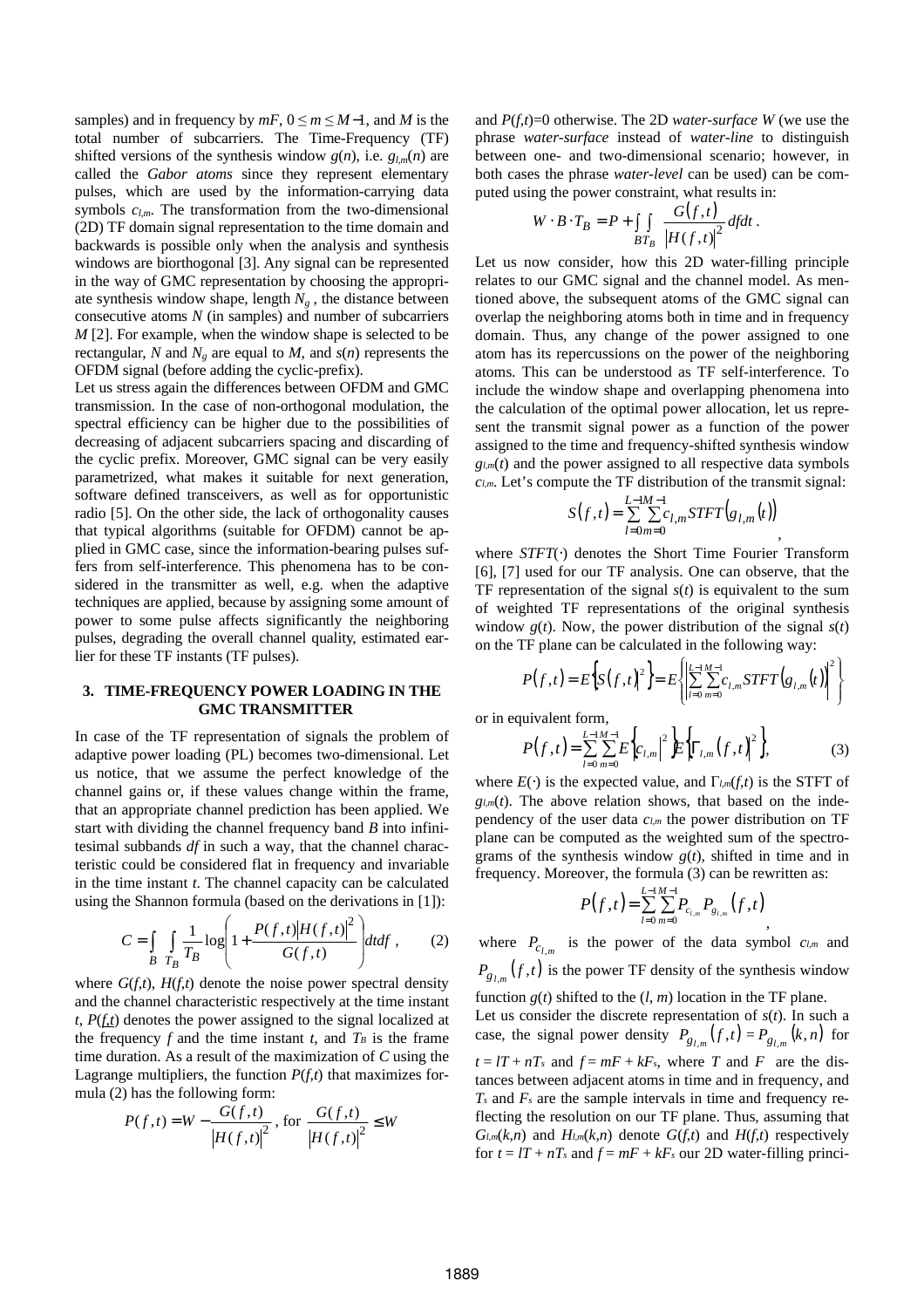samples) and in frequency by $mF$, $0 \le m \le M-1$, and $M$ is the total number of subcarriers. The Time-Frequency (TF) shifted versions of the synthesis window $g(n)$, i.e. $g_{l,m}(n)$ are called the *Gabor atoms* since they represent elementary pulses, which are used by the information-carrying data symbols $c_{l,m}$. The transformation from the two-dimensional (2D) TF domain signal representation to the time domain and backwards is possible only when the analysis and synthesis windows are biorthogonal [3]. Any signal can be represented in the way of GMC representation by choosing the appropriate synthesis window shape, length $N_g$, the distance between consecutive atoms $N$ (in samples) and number of subcarriers $M$ [2]. For example, when the window shape is selected to be rectangular, $N$ and $N_g$ are equal to $M$, and $s(n)$ represents the OFDM signal (before adding the cyclic-prefix).

Let us stress again the differences between OFDM and GMC transmission. In the case of non-orthogonal modulation, the spectral efficiency can be higher due to the possibilities of decreasing of adjacent subcarriers spacing and discarding of the cyclic prefix. Moreover, GMC signal can be very easily parametrized, what makes it suitable for next generation, software defined transceivers, as well as for opportunistic radio [5]. On the other side, the lack of orthogonality causes that typical algorithms (suitable for OFDM) cannot be applied in GMC case, since the information-bearing pulses suffers from self-interference. This phenomena has to be considered in the transmitter as well, e.g. when the adaptive techniques are applied, because by assigning some amount of power to some pulse affects significantly the neighboring pulses, degrading the overall channel quality, estimated earlier for these TF instants (TF pulses).

## 3. TIME-FREQUENCY POWER LOADING IN THE GMC TRANSMITTER

In case of the TF representation of signals the problem of adaptive power loading (PL) becomes two-dimensional. Let us notice, that we assume the perfect knowledge of the channel gains or, if these values change within the frame, that an appropriate channel prediction has been applied. We start with dividing the channel frequency band $B$ into infinitesimal subbands $df$ in such a way, that the channel characteristic could be considered flat in frequency and invariable in the time instant $t$. The channel capacity can be calculated using the Shannon formula (based on the derivations in [1]):

$$C = \int_B \int_{T_B} \frac{1}{T_B} \log\left(1 + \frac{P(f,t)\left|H(f,t)\right|^2}{G(f,t)}\right) dt df\,, \qquad (2)$$

where $G(f,t)$, $H(f,t)$ denote the noise power spectral density and the channel characteristic respectively at the time instant $t$, $P(f,t)$ denotes the power assigned to the signal localized at the frequency $f$ and the time instant $t$, and $T_B$ is the frame time duration. As a result of the maximization of $C$ using the Lagrange multipliers, the function $P(f,t)$ that maximizes formula (2) has the following form:

$$P(f,t) = W - \frac{G(f,t)}{\left|H(f,t)\right|^2}\,, \text{ for } \frac{G(f,t)}{\left|H(f,t)\right|^2} \le W$$

and $P(f,t)=0$ otherwise. The 2D *water-surface* $W$ (we use the phrase *water-surface* instead of *water-line* to distinguish between one- and two-dimensional scenario; however, in both cases the phrase *water-level* can be used) can be computed using the power constraint, what results in:

$$W \cdot B \cdot T_B = P + \int_{B} \int_{T_B} \frac{G(f,t)}{\left|H(f,t)\right|^2} df dt\,.$$

Let us now consider, how this 2D water-filling principle relates to our GMC signal and the channel model. As mentioned above, the subsequent atoms of the GMC signal can overlap the neighboring atoms both in time and in frequency domain. Thus, any change of the power assigned to one atom has its repercussions on the power of the neighboring atoms. This can be understood as TF self-interference. To include the window shape and overlapping phenomena into the calculation of the optimal power allocation, let us represent the transmit signal power as a function of the power assigned to the time and frequency-shifted synthesis window $g_{l,m}(t)$ and the power assigned to all respective data symbols $c_{l,m}$. Let's compute the TF distribution of the transmit signal:

$$S(f,t) = \sum_{l=0}^{L-1}\sum_{m=0}^{M-1} c_{l,m} STFT\left(g_{l,m}(t)\right),$$

where $STFT(\cdot)$ denotes the Short Time Fourier Transform [6], [7] used for our TF analysis. One can observe, that the TF representation of the signal $s(t)$ is equivalent to the sum of weighted TF representations of the original synthesis window $g(t)$. Now, the power distribution of the signal $s(t)$ on the TF plane can be calculated in the following way:

$$P(f,t) = E\left\{\left|S(f,t)\right|^2\right\} = E\left\{\left|\sum_{l=0}^{L-1}\sum_{m=0}^{M-1} c_{l,m} STFT\left(g_{l,m}(t)\right)\right|^2\right\}$$

or in equivalent form,

$$P(f,t) = \sum_{l=0}^{L-1}\sum_{m=0}^{M-1} E\left\{\left|c_{l,m}\right|^2\right\} E\left\{\left|\Gamma_{l,m}(f,t)\right|^2\right\}, \qquad (3)$$

where $E(\cdot)$ is the expected value, and $\Gamma_{l,m}(f,t)$ is the STFT of $g_{l,m}(t)$. The above relation shows, that based on the independency of the user data $c_{l,m}$ the power distribution on TF plane can be computed as the weighted sum of the spectrograms of the synthesis window $g(t)$, shifted in time and in frequency. Moreover, the formula (3) can be rewritten as:

$$P(f,t) = \sum_{l=0}^{L-1}\sum_{m=0}^{M-1} P_{c_{l,m}} P_{g_{l,m}}(f,t),$$

where $P_{c_{l,m}}$ is the power of the data symbol $c_{l,m}$ and $P_{g_{l,m}}(f,t)$ is the power TF density of the synthesis window function $g(t)$ shifted to the $(l, m)$ location in the TF plane.

Let us consider the discrete representation of $s(t)$. In such a case, the signal power density $P_{g_{l,m}}(f,t) = P_{g_{l,m}}(k,n)$ for $t = lT + nT_s$ and $f = mF + kF_s$, where $T$ and $F$ are the distances between adjacent atoms in time and in frequency, and $T_s$ and $F_s$ are the sample intervals in time and frequency reflecting the resolution on our TF plane. Thus, assuming that $G_{l,m}(k,n)$ and $H_{l,m}(k,n)$ denote $G(f,t)$ and $H(f,t)$ respectively for $t = lT + nT_s$ and $f = mF + kF_s$ our 2D water-filling princi-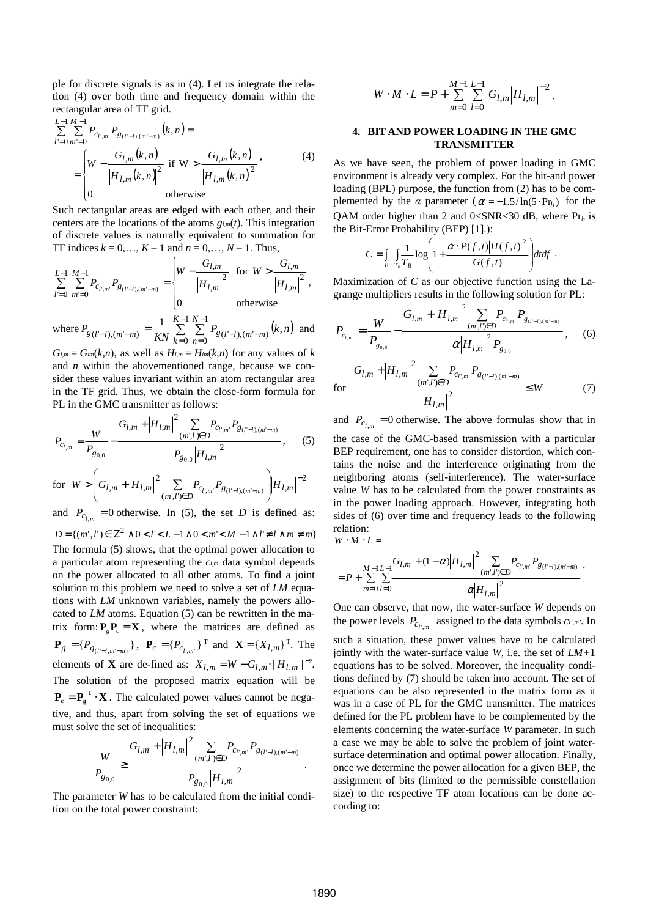ple for discrete signals is as in (4). Let us integrate the relation (4) over both time and frequency domain within the rectangular area of TF grid.

$$\sum_{l'=0}^{L-1}\sum_{m'=0}^{M-1} P_{c_{l',m'}} P_{g_{(l'-l),(m'-m)}}(k,n) = \begin{cases} W - \dfrac{G_{l,m}(k,n)}{\left|H_{l,m}(k,n)\right|^2} & \text{if } W > \dfrac{G_{l,m}(k,n)}{\left|H_{l,m}(k,n)\right|^2} \\ 0 & \text{otherwise} \end{cases}, \qquad (4)$$

Such rectangular areas are edged with each other, and their centers are the locations of the atoms $g_{l,m}(t)$. This integration of discrete values is naturally equivalent to summation for TF indices $k = 0,\ldots, K-1$ and $n = 0,\ldots, N-1$. Thus,

$$\sum_{l'=0}^{L-1}\sum_{m'=0}^{M-1} P_{c_{l',m'}} P_{g_{(l'-l),(m'-m)}} = \begin{cases} W - \dfrac{G_{l,m}}{\left|H_{l,m}\right|^2} & \text{for } W > \dfrac{G_{l,m}}{\left|H_{l,m}\right|^2} \\ 0 & \text{otherwise} \end{cases},$$

where $P_{g_{(l'-l),(m'-m)}} = \frac{1}{KN}\sum_{k=0}^{K-1}\sum_{n=0}^{N-1} P_{g_{(l'-l),(m'-m)}}(k,n)$ and $G_{l,m} = G_{lm}(k,n)$, as well as $H_{l,m} = H_{lm}(k,n)$ for any values of $k$ and $n$ within the abovementioned range, because we consider these values invariant within an atom rectangular area in the TF grid. Thus, we obtain the close-form formula for PL in the GMC transmitter as follows:

$$P_{c_{l,m}} = \frac{W}{P_{g_{0,0}}} - \frac{G_{l,m} + \left|H_{l,m}\right|^2 \sum_{(m',l')\in D} P_{c_{l',m'}} P_{g_{(l'-l),(m'-m)}}}{P_{g_{0,0}}\left|H_{l,m}\right|^2}, \qquad (5)$$

for $W > \left(G_{l,m} + \left|H_{l,m}\right|^2 \sum_{(m',l')\in D} P_{c_{l',m'}} P_{g_{(l'-l),(m'-m)}}\right)\left|H_{l,m}\right|^{-2}$

and $P_{c_{l,m}} = 0$ otherwise. In (5), the set $D$ is defined as: $D = \{(m',l') \in Z^2 \wedge 0 < l' < L-1 \wedge 0 < m' < M-1 \wedge l' \neq l \wedge m' \neq m\}$

The formula (5) shows, that the optimal power allocation to a particular atom representing the $c_{l,m}$ data symbol depends on the power allocated to all other atoms. To find a joint solution to this problem we need to solve a set of $LM$ equations with $LM$ unknown variables, namely the powers allocated to $LM$ atoms. Equation (5) can be rewritten in the matrix form: $\mathbf{P}_g \mathbf{P}_c = \mathbf{X}$, where the matrices are defined as $\mathbf{P}_g = \{P_{g_{(l'-l,m'-m)}}\}$, $\mathbf{P}_c = \{P_{c_{l',m'}}\}^{\mathrm{T}}$ and $\mathbf{X} = \{X_{l,m}\}^{\mathrm{T}}$. The elements of $\mathbf{X}$ are de-fined as: $X_{l,m} = W - G_{l,m} \cdot |H_{l,m}|^{-2}$. The solution of the proposed matrix equation will be $\mathbf{P_c} = \mathbf{P_g}^{-1} \cdot \mathbf{X}$. The calculated power values cannot be negative, and thus, apart from solving the set of equations we must solve the set of inequalities:

$$\frac{W}{P_{g_{0,0}}} \geq \frac{G_{l,m} + \left|H_{l,m}\right|^2 \sum_{(m',l')\in D} P_{c_{l',m'}} P_{g_{(l'-l),(m'-m)}}}{P_{g_{0,0}}\left|H_{l,m}\right|^2}.$$

The parameter $W$ has to be calculated from the initial condition on the total power constraint:

$$W \cdot M \cdot L = P + \sum_{m=0}^{M-1}\sum_{l=0}^{L-1} G_{l,m}\left|H_{l,m}\right|^{-2}.$$

## 4. BIT AND POWER LOADING IN THE GMC TRANSMITTER

As we have seen, the problem of power loading in GMC environment is already very complex. For the bit-and power loading (BPL) purpose, the function from (2) has to be complemented by the $\alpha$ parameter ($\alpha = -1.5/\ln(5 \cdot \Pr_b)$ for the QAM order higher than 2 and 0<SNR<30 dB, where $\Pr_b$ is the Bit-Error Probability (BEP) [1].):

$$C = \int_B \int_{T_B} \frac{1}{T_B} \log\left(1 + \frac{\alpha \cdot P(f,t)\left|H(f,t)\right|^2}{G(f,t)}\right) dt df.$$

Maximization of $C$ as our objective function using the Lagrange multipliers results in the following solution for PL:

$$P_{c_{l,m}} = \frac{W}{P_{g_{0,0}}} - \frac{G_{l,m} + \left|H_{l,m}\right|^2 \sum_{(m',l')\in D} P_{c_{l',m'}} P_{g_{(l'-l),(m'-m)}}}{\alpha\left|H_{l,m}\right|^2 P_{g_{0,0}}}, \qquad (6)$$

$$\text{for } \frac{G_{l,m} + \left|H_{l,m}\right|^2 \sum_{(m',l')\in D} P_{c_{l',m'}} P_{g_{(l'-l),(m'-m)}}}{\left|H_{l,m}\right|^2} \leq W \qquad (7)$$

and $P_{c_{l,m}} = 0$ otherwise. The above formulas show that in the case of the GMC-based transmission with a particular BEP requirement, one has to consider distortion, which contains the noise and the interference originating from the neighboring atoms (self-interference). The water-surface value $W$ has to be calculated from the power constraints as in the power loading approach. However, integrating both sides of (6) over time and frequency leads to the following relation:

$$W \cdot M \cdot L = P + \sum_{m=0}^{M-1}\sum_{l=0}^{L-1} \frac{G_{l,m} + (1-\alpha)\left|H_{l,m}\right|^2 \sum_{(m',l')\in D} P_{c_{l',m'}} P_{g_{(l'-l),(m'-m)}}}{\alpha\left|H_{l,m}\right|^2}.$$

One can observe, that now, the water-surface $W$ depends on the power levels $P_{c_{l',m'}}$ assigned to the data symbols $c_{l',m'}$. In such a situation, these power values have to be calculated jointly with the water-surface value $W$, i.e. the set of $LM+1$ equations has to be solved. Moreover, the inequality conditions defined by (7) should be taken into account. The set of equations can be also represented in the matrix form as it was in a case of PL for the GMC transmitter. The matrices defined for the PL problem have to be complemented by the elements concerning the water-surface $W$ parameter. In such a case we may be able to solve the problem of joint water-surface determination and optimal power allocation. Finally, once we determine the power allocation for a given BEP, the assignment of bits (limited to the permissible constellation size) to the respective TF atom locations can be done according to: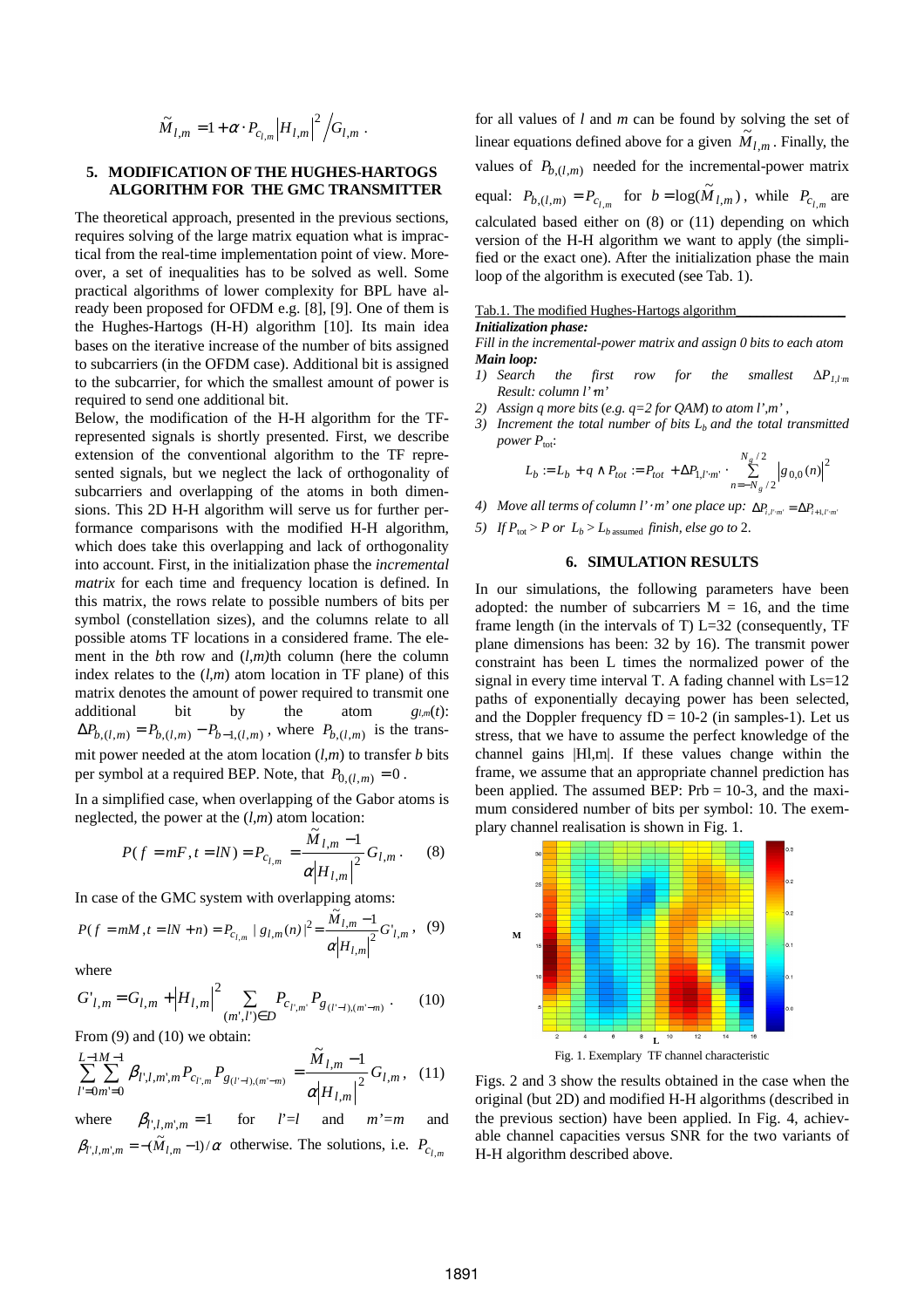$$\tilde{M}_{l,m} = 1 + \alpha \cdot P_{c_{l,m}} \left|H_{l,m}\right|^2 / G_{l,m} \,.$$

## 5. MODIFICATION OF THE HUGHES-HARTOGS ALGORITHM FOR THE GMC TRANSMITTER

The theoretical approach, presented in the previous sections, requires solving of the large matrix equation what is impractical from the real-time implementation point of view. Moreover, a set of inequalities has to be solved as well. Some practical algorithms of lower complexity for BPL have already been proposed for OFDM e.g. [8], [9]. One of them is the Hughes-Hartogs (H-H) algorithm [10]. Its main idea bases on the iterative increase of the number of bits assigned to subcarriers (in the OFDM case). Additional bit is assigned to the subcarrier, for which the smallest amount of power is required to send one additional bit.

Below, the modification of the H-H algorithm for the TF-represented signals is shortly presented. First, we describe extension of the conventional algorithm to the TF represented signals, but we neglect the lack of orthogonality of subcarriers and overlapping of the atoms in both dimensions. This 2D H-H algorithm will serve us for further performance comparisons with the modified H-H algorithm, which does take this overlapping and lack of orthogonality into account. First, in the initialization phase the *incremental matrix* for each time and frequency location is defined. In this matrix, the rows relate to possible numbers of bits per symbol (constellation sizes), and the columns relate to all possible atoms TF locations in a considered frame. The element in the *b*th row and *(l,m)*th column (here the column index relates to the *(l,m)* atom location in TF plane) of this matrix denotes the amount of power required to transmit one additional bit by the atom $g_{l,m}(t)$: $\Delta P_{b,(l,m)} = P_{b,(l,m)} - P_{b-1,(l,m)}$, where $P_{b,(l,m)}$ is the transmit power needed at the atom location $(l,m)$ to transfer $b$ bits per symbol at a required BEP. Note, that $P_{0,(l,m)} = 0$.

In a simplified case, when overlapping of the Gabor atoms is neglected, the power at the $(l,m)$ atom location:

$$P(f = mF, t = lN) = P_{c_{l,m}} = \frac{\tilde{M}_{l,m} - 1}{\alpha \left|H_{l,m}\right|^2} G_{l,m} \,. \quad (8)$$

In case of the GMC system with overlapping atoms:

$$P(f = mM, t = lN + n) = P_{c_{l,m}} \,|\, g_{l,m}(n) |^2 = \frac{\tilde{M}_{l,m} - 1}{\alpha \left|H_{l,m}\right|^2} G'_{l,m} \,, \quad (9)$$

where

$$G'_{l,m} = G_{l,m} + \left|H_{l,m}\right|^2 \sum_{(m',l') \in D} P_{c_{l',m'}} P_{g_{(l'-l),(m'-m)}} \,. \quad (10)$$

From (9) and (10) we obtain:

$$\sum_{l'=0}^{L-1} \sum_{m'=0}^{M-1} \beta_{l',l,m',m} P_{c_{l',m}} P_{g_{(l'-l),(m'-m)}} = \frac{\tilde{M}_{l,m} - 1}{\alpha \left|H_{l,m}\right|^2} G_{l,m} \,, \quad (11)$$

where $\beta_{l',l,m',m} = 1$ for $l'=l$ and $m'=m$ and $\beta_{l',l,m',m} = -(\tilde{M}_{l,m} - 1)/\alpha$ otherwise. The solutions, i.e. $P_{c_{l,m}}$ for all values of $l$ and $m$ can be found by solving the set of linear equations defined above for a given $\tilde{M}_{l,m}$. Finally, the values of $P_{b,(l,m)}$ needed for the incremental-power matrix equal: $P_{b,(l,m)} = P_{c_{l,m}}$ for $b = \log(\tilde{M}_{l,m})$, while $P_{c_{l,m}}$ are calculated based either on (8) or (11) depending on which version of the H-H algorithm we want to apply (the simplified or the exact one). After the initialization phase the main loop of the algorithm is executed (see Tab. 1).

Tab.1. The modified Hughes-Hartogs algorithm

***Initialization phase:***

*Fill in the incremental-power matrix and assign 0 bits to each atom*

***Main loop:***

1) *Search the first row for the smallest* $\Delta P_{1,l'm}$ *Result: column l'·m'*
2) *Assign q more bits (e.g. q=2 for QAM) to atom l',m'* ,
3) *Increment the total number of bits* $L_b$ *and the total transmitted power* $P_{tot}$:
$$L_b := L_b + q \wedge P_{tot} := P_{tot} + \Delta P_{1,l' \cdot m'} \cdot \sum_{n=-N_g/2}^{N_g/2} \left|g_{0,0}(n)\right|^2$$
4) *Move all terms of column l'·m' one place up:* $\Delta P_{i,l' \cdot m'} = \Delta P_{i+1,l' \cdot m'}$
5) *If* $P_{tot} > P$ *or* $L_b > L_{b\,\mathrm{assumed}}$ *finish, else go to 2.*

## 6. SIMULATION RESULTS

In our simulations, the following parameters have been adopted: the number of subcarriers M = 16, and the time frame length (in the intervals of T) L=32 (consequently, TF plane dimensions has been: 32 by 16). The transmit power constraint has been L times the normalized power of the signal in every time interval T. A fading channel with Ls=12 paths of exponentially decaying power has been selected, and the Doppler frequency fD = 10-2 (in samples-1). Let us stress, that we have to assume the perfect knowledge of the channel gains |Hl,m|. If these values change within the frame, we assume that an appropriate channel prediction has been applied. The assumed BEP: Prb = 10-3, and the maximum considered number of bits per symbol: 10. The exemplary channel realisation is shown in Fig. 1.

Fig. 1. Exemplary TF channel characteristic

Figs. 2 and 3 show the results obtained in the case when the original (but 2D) and modified H-H algorithms (described in the previous section) have been applied. In Fig. 4, achievable channel capacities versus SNR for the two variants of H-H algorithm described above.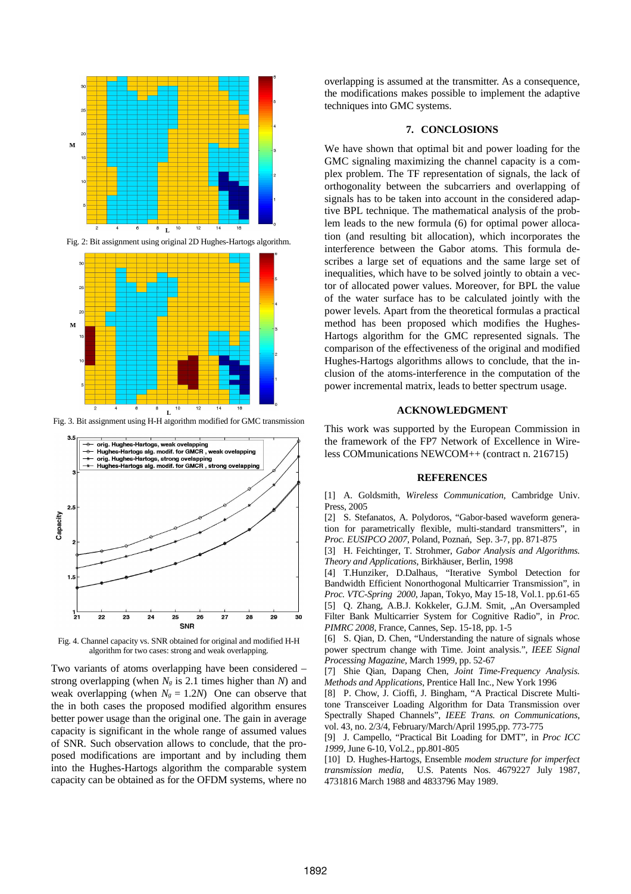M

L

Fig. 2: Bit assignment using original 2D Hughes-Hartogs algorithm.

M

L

Fig. 3. Bit assignment using H-H algorithm modified for GMC transmission

orig. Hughes-Hartogs, weak ovelapping
Hughes-Hartogs alg. modif. for GMCR , weak ovelapping
orig. Hughes-Hartogs, strong ovelapping
Hughes-Hartogs alg. modif. for GMCR , strong ovelapping

Capacity

SNR

Fig. 4. Channel capacity vs. SNR obtained for original and modified H-H algorithm for two cases: strong and weak overlapping.

Two variants of atoms overlapping have been considered – strong overlapping (when $N_g$ is 2.1 times higher than $N$) and weak overlapping (when $N_g = 1.2N$) One can observe that the in both cases the proposed modified algorithm ensures better power usage than the original one. The gain in average capacity is significant in the whole range of assumed values of SNR. Such observation allows to conclude, that the proposed modifications are important and by including them into the Hughes-Hartogs algorithm the comparable system capacity can be obtained as for the OFDM systems, where no overlapping is assumed at the transmitter. As a consequence, the modifications makes possible to implement the adaptive techniques into GMC systems.

## 7. CONCLOSIONS

We have shown that optimal bit and power loading for the GMC signaling maximizing the channel capacity is a complex problem. The TF representation of signals, the lack of orthogonality between the subcarriers and overlapping of signals has to be taken into account in the considered adaptive BPL technique. The mathematical analysis of the problem leads to the new formula (6) for optimal power allocation (and resulting bit allocation), which incorporates the interference between the Gabor atoms. This formula describes a large set of equations and the same large set of inequalities, which have to be solved jointly to obtain a vector of allocated power values. Moreover, for BPL the value of the water surface has to be calculated jointly with the power levels. Apart from the theoretical formulas a practical method has been proposed which modifies the Hughes-Hartogs algorithm for the GMC represented signals. The comparison of the effectiveness of the original and modified Hughes-Hartogs algorithms allows to conclude, that the inclusion of the atoms-interference in the computation of the power incremental matrix, leads to better spectrum usage.

## ACKNOWLEDGMENT

This work was supported by the European Commission in the framework of the FP7 Network of Excellence in Wireless COMmunications NEWCOM++ (contract n. 216715)

## REFERENCES

[1] A. Goldsmith, *Wireless Communication,* Cambridge Univ. Press, 2005

[2] S. Stefanatos, A. Polydoros, "Gabor-based waveform generation for parametrically flexible, multi-standard transmitters", in *Proc. EUSIPCO 2007*, Poland, Poznań, Sep. 3-7, pp. 871-875

[3] H. Feichtinger, T. Strohmer, *Gabor Analysis and Algorithms. Theory and Applications*, Birkhäuser, Berlin, 1998

[4] T.Hunziker, D.Dalhaus, "Iterative Symbol Detection for Bandwidth Efficient Nonorthogonal Multicarrier Transmission", in *Proc. VTC-Spring 2000*, Japan, Tokyo, May 15-18, Vol.1. pp.61-65

[5] Q. Zhang, A.B.J. Kokkeler, G.J.M. Smit, „An Oversampled Filter Bank Multicarrier System for Cognitive Radio", in *Proc. PIMRC 2008*, France, Cannes, Sep. 15-18, pp. 1-5

[6] S. Qian, D. Chen, "Understanding the nature of signals whose power spectrum change with Time. Joint analysis.", *IEEE Signal Processing Magazine*, March 1999, pp. 52-67

[7] Shie Qian, Dapang Chen, *Joint Time-Frequency Analysis. Methods and Applications*, Prentice Hall Inc., New York 1996

[8] P. Chow, J. Cioffi, J. Bingham, "A Practical Discrete Multitone Transceiver Loading Algorithm for Data Transmission over Spectrally Shaped Channels", *IEEE Trans. on Communications*, vol. 43, no. 2/3/4, February/March/April 1995,pp. 773-775

[9] J. Campello, "Practical Bit Loading for DMT", in *Proc ICC 1999*, June 6-10, Vol.2., pp.801-805

[10] D. Hughes-Hartogs, Ensemble *modem structure for imperfect transmission media*, U.S. Patents Nos. 4679227 July 1987, 4731816 March 1988 and 4833796 May 1989.